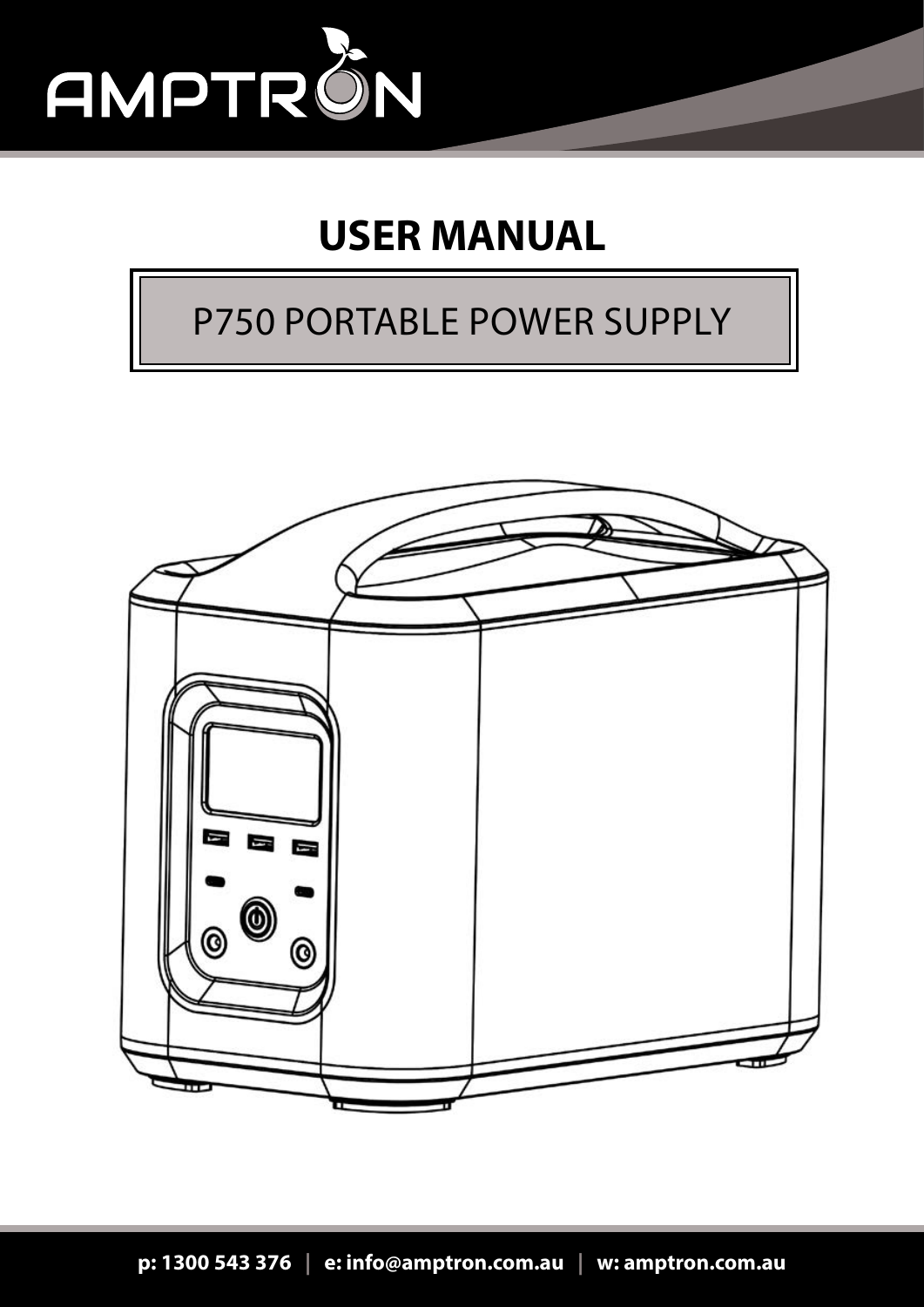AMPTRON

# USER MANUAL

## P750 PORTABLE POWER SUPPLY

**p: 1300 543 376 | e: info@amptron.com.au | w: amptron.com.au**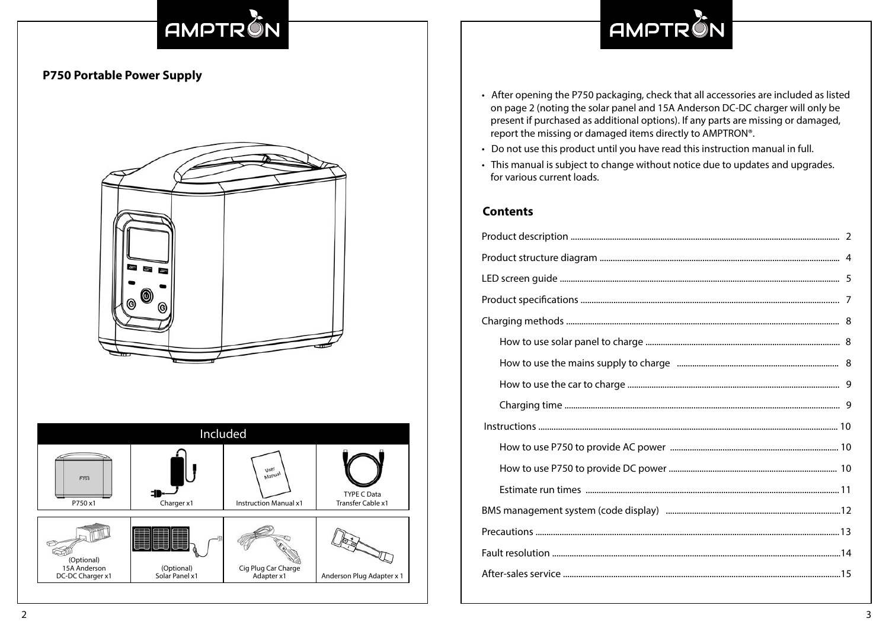## P750 Portable Power Supply

| Included | | | |
|---|---|---|---|
| P750 x1 | Charger x1 | Instruction Manual x1 | TYPE C Data Transfer Cable x1 |
| (Optional) 15A Anderson DC-DC Charger x1 | (Optional) Solar Panel x1 | Cig Plug Car Charge Adapter x1 | Anderson Plug Adapter x 1 |

- After opening the P750 packaging, check that all accessories are included as listed on page 2 (noting the solar panel and 15A Anderson DC-DC charger will only be present if purchased as additional options). If any parts are missing or damaged, report the missing or damaged items directly to AMPTRON®.
- Do not use this product until you have read this instruction manual in full.
- This manual is subject to change without notice due to updates and upgrades. for various current loads.

## Contents

- Product description ........ 2
- Product structure diagram ........ 4
- LED screen guide ........ 5
- Product specifications ........ 7
- Charging methods ........ 8
  - How to use solar panel to charge ........ 8
  - How to use the mains supply to charge ........ 8
  - How to use the car to charge ........ 9
  - Charging time ........ 9
- Instructions ........ 10
  - How to use P750 to provide AC power ........ 10
  - How to use P750 to provide DC power ........ 10
  - Estimate run times ........ 11
- BMS management system (code display) ........ 12
- Precautions ........ 13
- Fault resolution ........ 14
- After-sales service ........ 15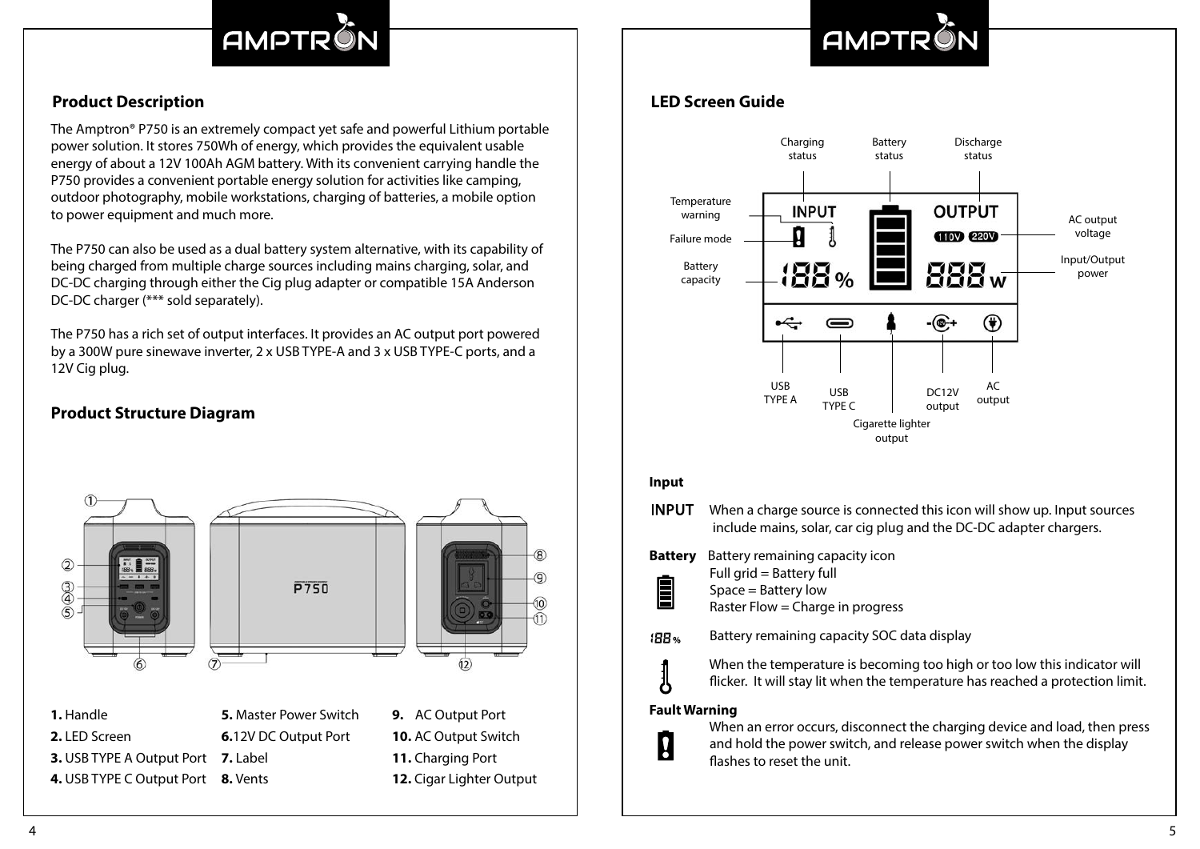## Product Description

The Amptron® P750 is an extremely compact yet safe and powerful Lithium portable power solution. It stores 750Wh of energy, which provides the equivalent usable energy of about a 12V 100Ah AGM battery. With its convenient carrying handle the P750 provides a convenient portable energy solution for activities like camping, outdoor photography, mobile workstations, charging of batteries, a mobile option to power equipment and much more.

The P750 can also be used as a dual battery system alternative, with its capability of being charged from multiple charge sources including mains charging, solar, and DC-DC charging through either the Cig plug adapter or compatible 15A Anderson DC-DC charger (*** sold separately).

The P750 has a rich set of output interfaces. It provides an AC output port powered by a 300W pure sinewave inverter, 2 x USB TYPE-A and 3 x USB TYPE-C ports, and a 12V Cig plug.

## Product Structure Diagram

1. Handle
2. LED Screen
3. USB TYPE A Output Port
4. USB TYPE C Output Port
5. Master Power Switch
6. 12V DC Output Port
7. Label
8. Vents
9. AC Output Port
10. AC Output Switch
11. Charging Port
12. Cigar Lighter Output

## LED Screen Guide

Charging status · Battery status · Discharge status · Temperature warning · Failure mode · Battery capacity · AC output voltage · Input/Output power · USB TYPE A · USB TYPE C · Cigarette lighter output · DC12V output · AC output

**Input**

INPUT — When a charge source is connected this icon will show up. Input sources include mains, solar, car cig plug and the DC-DC adapter chargers.

**Battery** Battery remaining capacity icon
Full grid = Battery full
Space = Battery low
Raster Flow = Charge in progress

188% — Battery remaining capacity SOC data display

When the temperature is becoming too high or too low this indicator will flicker. It will stay lit when the temperature has reached a protection limit.

**Fault Warning**

When an error occurs, disconnect the charging device and load, then press and hold the power switch, and release power switch when the display flashes to reset the unit.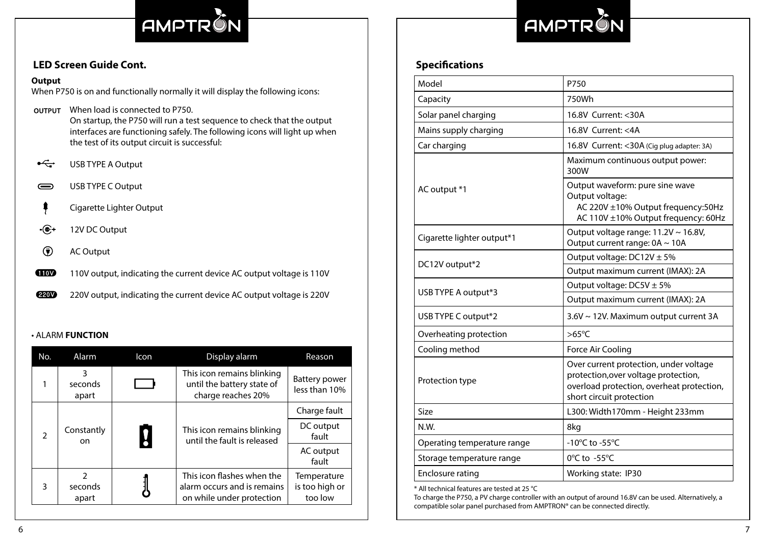## LED Screen Guide Cont.

**Output**

When P750 is on and functionally normally it will display the following icons:

OUTPUT — When load is connected to P750.
On startup, the P750 will run a test sequence to check that the output interfaces are functioning safely. The following icons will light up when the test of its output circuit is successful:

- USB TYPE A Output
- USB TYPE C Output
- Cigarette Lighter Output
- 12V DC Output
- AC Output
- 110V — 110V output, indicating the current device AC output voltage is 110V
- 220V — 220V output, indicating the current device AC output voltage is 220V

• ALARM **FUNCTION**

| No. | Alarm | Icon | Display alarm | Reason |
|---|---|---|---|---|
| 1 | 3 seconds apart | | This icon remains blinking until the battery state of charge reaches 20% | Battery power less than 10% |
| 2 | Constantly on | | This icon remains blinking until the fault is released | Charge fault |
| | | | | DC output fault |
| | | | | AC output fault |
| 3 | 2 seconds apart | | This icon flashes when the alarm occurs and is remains on while under protection | Temperature is too high or too low |

## Specifications

| Model | P750 |
|---|---|
| Capacity | 750Wh |
| Solar panel charging | 16.8V Current: <30A |
| Mains supply charging | 16.8V Current: <4A |
| Car charging | 16.8V Current: <30A (Cig plug adapter: 3A) |
| AC output *1 | Maximum continuous output power: 300W |
| | Output waveform: pure sine wave<br>Output voltage:<br>AC 220V ±10% Output frequency:50Hz<br>AC 110V ±10% Output frequency: 60Hz |
| Cigarette lighter output*1 | Output voltage range: 11.2V ~ 16.8V,<br>Output current range: 0A ~ 10A |
| DC12V output*2 | Output voltage: DC12V ± 5% |
| | Output maximum current (IMAX): 2A |
| USB TYPE A output*3 | Output voltage: DC5V ± 5% |
| | Output maximum current (IMAX): 2A |
| USB TYPE C output*2 | 3.6V ~ 12V. Maximum output current 3A |
| Overheating protection | >65℃ |
| Cooling method | Force Air Cooling |
| Protection type | Over current protection, under voltage protection,over voltage protection, overload protection, overheat protection, short circuit protection |
| Size | L300: Width170mm - Height 233mm |
| N.W. | 8kg |
| Operating temperature range | -10℃ to -55℃ |
| Storage temperature range | 0℃ to -55℃ |
| Enclosure rating | Working state: IP30 |

* All technical features are tested at 25 °C
To charge the P750, a PV charge controller with an output of around 16.8V can be used. Alternatively, a compatible solar panel purchased from AMPTRON® can be connected directly.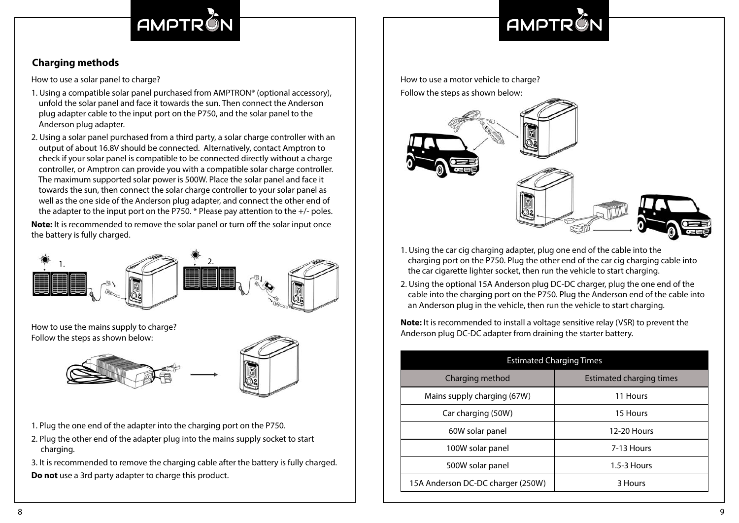## Charging methods

How to use a solar panel to charge?

1. Using a compatible solar panel purchased from AMPTRON® (optional accessory), unfold the solar panel and face it towards the sun. Then connect the Anderson plug adapter cable to the input port on the P750, and the solar panel to the Anderson plug adapter.
2. Using a solar panel purchased from a third party, a solar charge controller with an output of about 16.8V should be connected. Alternatively, contact Amptron to check if your solar panel is compatible to be connected directly without a charge controller, or Amptron can provide you with a compatible solar charge controller. The maximum supported solar power is 500W. Place the solar panel and face it towards the sun, then connect the solar charge controller to your solar panel as well as the one side of the Anderson plug adapter, and connect the other end of the adapter to the input port on the P750. * Please pay attention to the +/- poles.

**Note:** It is recommended to remove the solar panel or turn off the solar input once the battery is fully charged.

How to use the mains supply to charge?
Follow the steps as shown below:

1. Plug the one end of the adapter into the charging port on the P750.
2. Plug the other end of the adapter plug into the mains supply socket to start charging.
3. It is recommended to remove the charging cable after the battery is fully charged.

**Do not** use a 3rd party adapter to charge this product.

How to use a motor vehicle to charge?
Follow the steps as shown below:

1. Using the car cig charging adapter, plug one end of the cable into the charging port on the P750. Plug the other end of the car cig charging cable into the car cigarette lighter socket, then run the vehicle to start charging.
2. Using the optional 15A Anderson plug DC-DC charger, plug the one end of the cable into the charging port on the P750. Plug the Anderson end of the cable into an Anderson plug in the vehicle, then run the vehicle to start charging.

**Note:** It is recommended to install a voltage sensitive relay (VSR) to prevent the Anderson plug DC-DC adapter from draining the starter battery.

| Estimated Charging Times | |
|---|---|
| Charging method | Estimated charging times |
| Mains supply charging (67W) | 11 Hours |
| Car charging (50W) | 15 Hours |
| 60W solar panel | 12-20 Hours |
| 100W solar panel | 7-13 Hours |
| 500W solar panel | 1.5-3 Hours |
| 15A Anderson DC-DC charger (250W) | 3 Hours |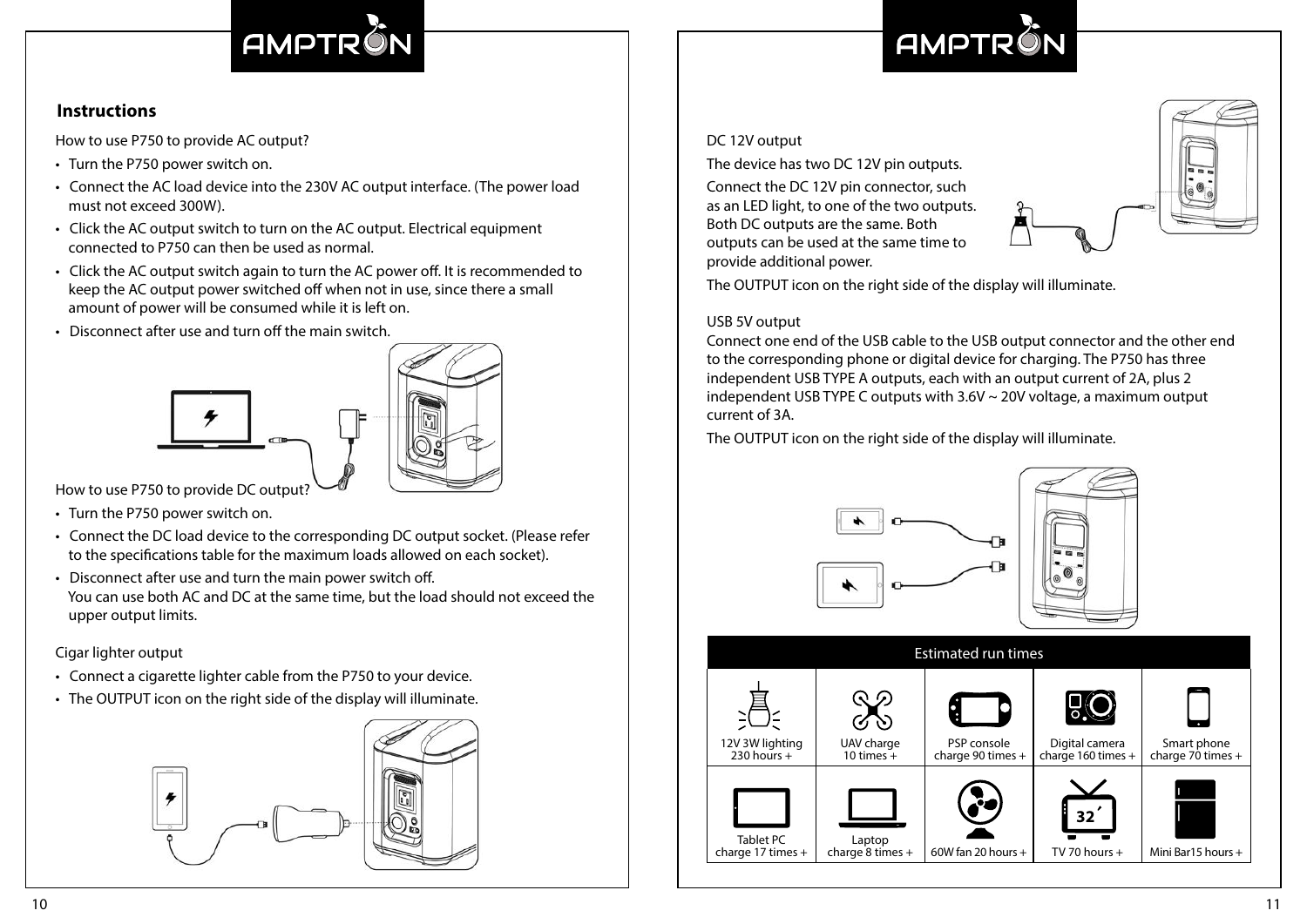## Instructions

How to use P750 to provide AC output?

- Turn the P750 power switch on.
- Connect the AC load device into the 230V AC output interface. (The power load must not exceed 300W).
- Click the AC output switch to turn on the AC output. Electrical equipment connected to P750 can then be used as normal.
- Click the AC output switch again to turn the AC power off. It is recommended to keep the AC output power switched off when not in use, since there a small amount of power will be consumed while it is left on.
- Disconnect after use and turn off the main switch.

How to use P750 to provide DC output?

- Turn the P750 power switch on.
- Connect the DC load device to the corresponding DC output socket. (Please refer to the specifications table for the maximum loads allowed on each socket).
- Disconnect after use and turn the main power switch off.
  You can use both AC and DC at the same time, but the load should not exceed the upper output limits.

Cigar lighter output

- Connect a cigarette lighter cable from the P750 to your device.
- The OUTPUT icon on the right side of the display will illuminate.

DC 12V output

The device has two DC 12V pin outputs.

Connect the DC 12V pin connector, such as an LED light, to one of the two outputs. Both DC outputs are the same. Both outputs can be used at the same time to provide additional power.

The OUTPUT icon on the right side of the display will illuminate.

USB 5V output

Connect one end of the USB cable to the USB output connector and the other end to the corresponding phone or digital device for charging. The P750 has three independent USB TYPE A outputs, each with an output current of 2A, plus 2 independent USB TYPE C outputs with 3.6V ~ 20V voltage, a maximum output current of 3A.

The OUTPUT icon on the right side of the display will illuminate.

| Estimated run times | | | | |
|---|---|---|---|---|
| 12V 3W lighting 230 hours + | UAV charge 10 times + | PSP console charge 90 times + | Digital camera charge 160 times + | Smart phone charge 70 times + |
| Tablet PC charge 17 times + | Laptop charge 8 times + | 60W fan 20 hours + | TV 70 hours + | Mini Bar15 hours + |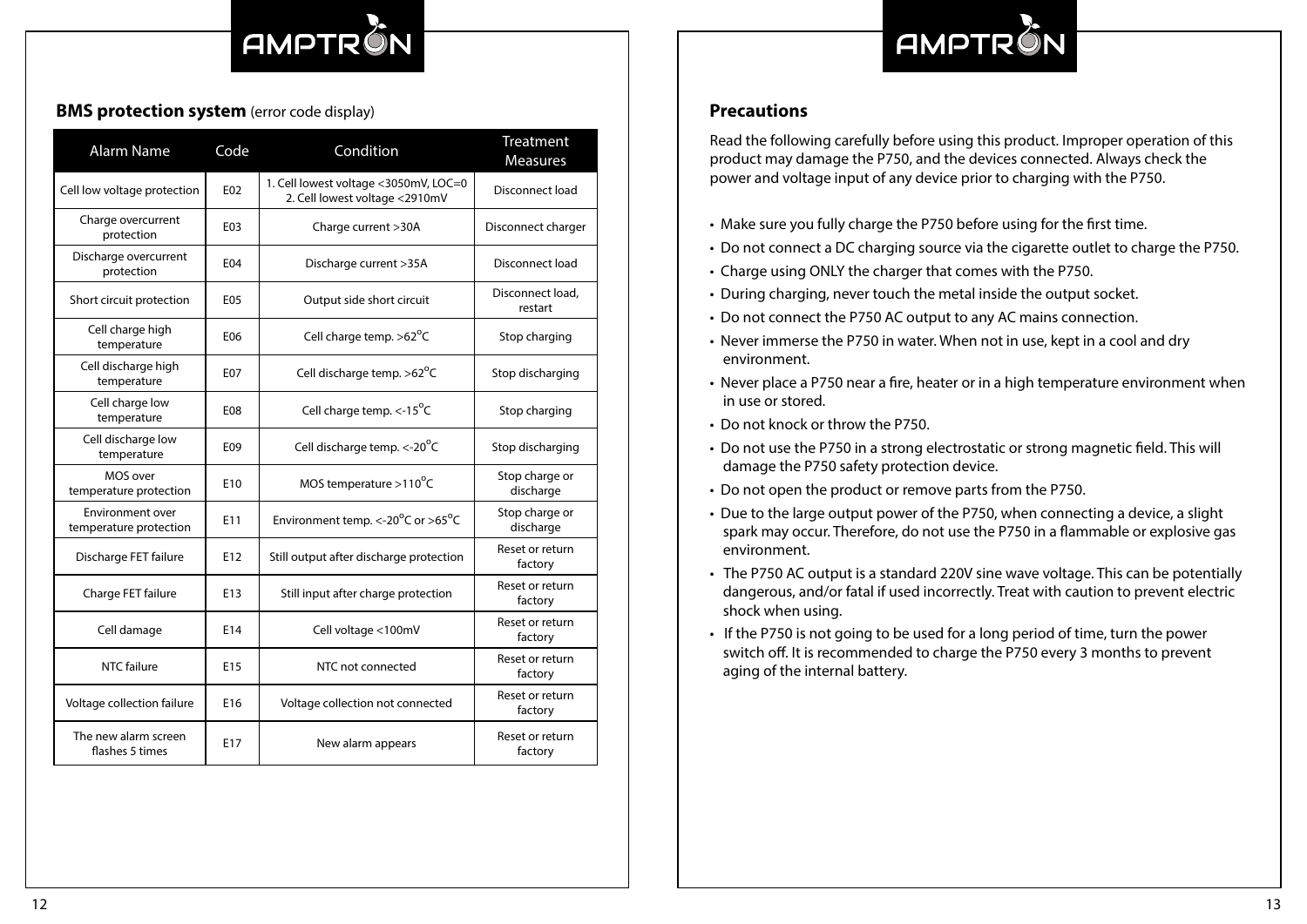## BMS protection system (error code display)

| Alarm Name | Code | Condition | Treatment Measures |
|---|---|---|---|
| Cell low voltage protection | E02 | 1. Cell lowest voltage <3050mV, LOC=0<br>2. Cell lowest voltage <2910mV | Disconnect load |
| Charge overcurrent protection | E03 | Charge current >30A | Disconnect charger |
| Discharge overcurrent protection | E04 | Discharge current >35A | Disconnect load |
| Short circuit protection | E05 | Output side short circuit | Disconnect load, restart |
| Cell charge high temperature | E06 | Cell charge temp. >62°C | Stop charging |
| Cell discharge high temperature | E07 | Cell discharge temp. >62°C | Stop discharging |
| Cell charge low temperature | E08 | Cell charge temp. <-15°C | Stop charging |
| Cell discharge low temperature | E09 | Cell discharge temp. <-20°C | Stop discharging |
| MOS over temperature protection | E10 | MOS temperature >110°C | Stop charge or discharge |
| Environment over temperature protection | E11 | Environment temp. <-20°C or >65°C | Stop charge or discharge |
| Discharge FET failure | E12 | Still output after discharge protection | Reset or return factory |
| Charge FET failure | E13 | Still input after charge protection | Reset or return factory |
| Cell damage | E14 | Cell voltage <100mV | Reset or return factory |
| NTC failure | E15 | NTC not connected | Reset or return factory |
| Voltage collection failure | E16 | Voltage collection not connected | Reset or return factory |
| The new alarm screen flashes 5 times | E17 | New alarm appears | Reset or return factory |

## Precautions

Read the following carefully before using this product. Improper operation of this product may damage the P750, and the devices connected. Always check the power and voltage input of any device prior to charging with the P750.

- Make sure you fully charge the P750 before using for the first time.
- Do not connect a DC charging source via the cigarette outlet to charge the P750.
- Charge using ONLY the charger that comes with the P750.
- During charging, never touch the metal inside the output socket.
- Do not connect the P750 AC output to any AC mains connection.
- Never immerse the P750 in water. When not in use, kept in a cool and dry environment.
- Never place a P750 near a fire, heater or in a high temperature environment when in use or stored.
- Do not knock or throw the P750.
- Do not use the P750 in a strong electrostatic or strong magnetic field. This will damage the P750 safety protection device.
- Do not open the product or remove parts from the P750.
- Due to the large output power of the P750, when connecting a device, a slight spark may occur. Therefore, do not use the P750 in a flammable or explosive gas environment.
- The P750 AC output is a standard 220V sine wave voltage. This can be potentially dangerous, and/or fatal if used incorrectly. Treat with caution to prevent electric shock when using.
- If the P750 is not going to be used for a long period of time, turn the power switch off. It is recommended to charge the P750 every 3 months to prevent aging of the internal battery.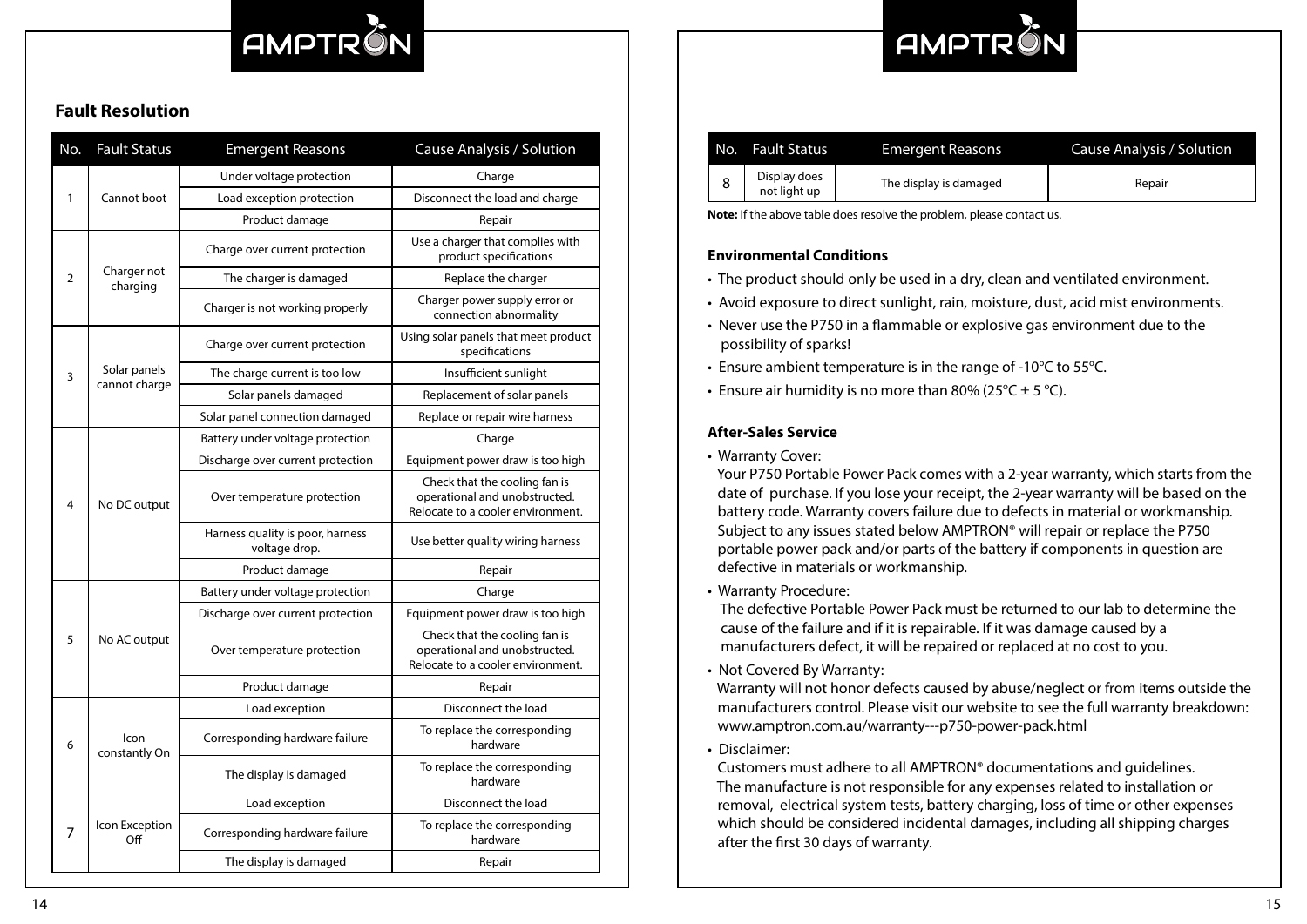## Fault Resolution

| No. | Fault Status | Emergent Reasons | Cause Analysis / Solution |
|---|---|---|---|
| 1 | Cannot boot | Under voltage protection | Charge |
| | | Load exception protection | Disconnect the load and charge |
| | | Product damage | Repair |
| 2 | Charger not charging | Charge over current protection | Use a charger that complies with product specifications |
| | | The charger is damaged | Replace the charger |
| | | Charger is not working properly | Charger power supply error or connection abnormality |
| 3 | Solar panels cannot charge | Charge over current protection | Using solar panels that meet product specifications |
| | | The charge current is too low | Insufficient sunlight |
| | | Solar panels damaged | Replacement of solar panels |
| | | Solar panel connection damaged | Replace or repair wire harness |
| 4 | No DC output | Battery under voltage protection | Charge |
| | | Discharge over current protection | Equipment power draw is too high |
| | | Over temperature protection | Check that the cooling fan is operational and unobstructed. Relocate to a cooler environment. |
| | | Harness quality is poor, harness voltage drop. | Use better quality wiring harness |
| | | Product damage | Repair |
| 5 | No AC output | Battery under voltage protection | Charge |
| | | Discharge over current protection | Equipment power draw is too high |
| | | Over temperature protection | Check that the cooling fan is operational and unobstructed. Relocate to a cooler environment. |
| | | Product damage | Repair |
| 6 | Icon constantly On | Load exception | Disconnect the load |
| | | Corresponding hardware failure | To replace the corresponding hardware |
| | | The display is damaged | To replace the corresponding hardware |
| 7 | Icon Exception Off | Load exception | Disconnect the load |
| | | Corresponding hardware failure | To replace the corresponding hardware |
| | | The display is damaged | Repair |
| 8 | Display does not light up | The display is damaged | Repair |

**Note:** If the above table does resolve the problem, please contact us.

### Environmental Conditions

- The product should only be used in a dry, clean and ventilated environment.
- Avoid exposure to direct sunlight, rain, moisture, dust, acid mist environments.
- Never use the P750 in a flammable or explosive gas environment due to the possibility of sparks!
- Ensure ambient temperature is in the range of -10ºC to 55ºC.
- Ensure air humidity is no more than 80% (25ºC ± 5 ºC).

### After-Sales Service

- Warranty Cover:
  Your P750 Portable Power Pack comes with a 2-year warranty, which starts from the date of purchase. If you lose your receipt, the 2-year warranty will be based on the battery code. Warranty covers failure due to defects in material or workmanship. Subject to any issues stated below AMPTRON® will repair or replace the P750 portable power pack and/or parts of the battery if components in question are defective in materials or workmanship.
- Warranty Procedure:
  The defective Portable Power Pack must be returned to our lab to determine the cause of the failure and if it is repairable. If it was damage caused by a manufacturers defect, it will be repaired or replaced at no cost to you.
- Not Covered By Warranty:
  Warranty will not honor defects caused by abuse/neglect or from items outside the manufacturers control. Please visit our website to see the full warranty breakdown: www.amptron.com.au/warranty---p750-power-pack.html
- Disclaimer:
  Customers must adhere to all AMPTRON® documentations and guidelines.
  The manufacture is not responsible for any expenses related to installation or removal, electrical system tests, battery charging, loss of time or other expenses which should be considered incidental damages, including all shipping charges after the first 30 days of warranty.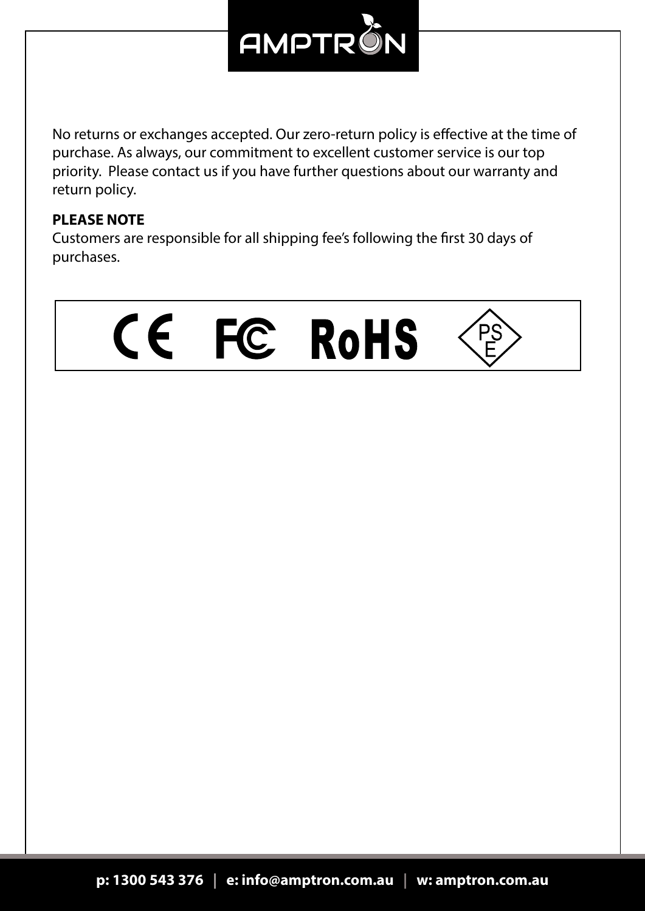No returns or exchanges accepted. Our zero-return policy is effective at the time of purchase. As always, our commitment to excellent customer service is our top priority. Please contact us if you have further questions about our warranty and return policy.

**PLEASE NOTE**

Customers are responsible for all shipping fee's following the first 30 days of purchases.